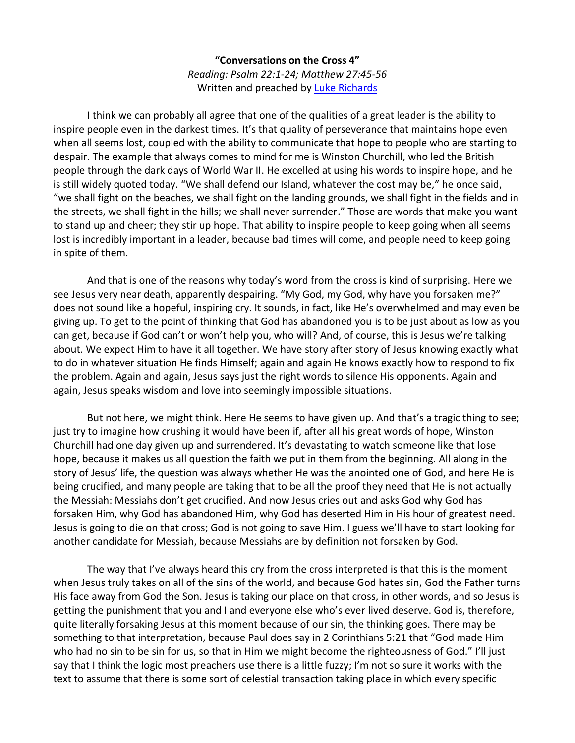**"Conversations on the Cross 4"**

*Reading: Psalm 22:1-24; Matthew 27:45-56*

Written and preached by [Luke Richards]

I think we can probably all agree that one of the qualities of a great leader is the ability to inspire people even in the darkest times. It's that quality of perseverance that maintains hope even when all seems lost, coupled with the ability to communicate that hope to people who are starting to despair. The example that always comes to mind for me is Winston Churchill, who led the British people through the dark days of World War II. He excelled at using his words to inspire hope, and he is still widely quoted today. "We shall defend our Island, whatever the cost may be," he once said, "we shall fight on the beaches, we shall fight on the landing grounds, we shall fight in the fields and in the streets, we shall fight in the hills; we shall never surrender." Those are words that make you want to stand up and cheer; they stir up hope. That ability to inspire people to keep going when all seems lost is incredibly important in a leader, because bad times will come, and people need to keep going in spite of them.

And that is one of the reasons why today's word from the cross is kind of surprising. Here we see Jesus very near death, apparently despairing. "My God, my God, why have you forsaken me?" does not sound like a hopeful, inspiring cry. It sounds, in fact, like He's overwhelmed and may even be giving up. To get to the point of thinking that God has abandoned you is to be just about as low as you can get, because if God can't or won't help you, who will? And, of course, this is Jesus we're talking about. We expect Him to have it all together. We have story after story of Jesus knowing exactly what to do in whatever situation He finds Himself; again and again He knows exactly how to respond to fix the problem. Again and again, Jesus says just the right words to silence His opponents. Again and again, Jesus speaks wisdom and love into seemingly impossible situations.

But not here, we might think. Here He seems to have given up. And that's a tragic thing to see; just try to imagine how crushing it would have been if, after all his great words of hope, Winston Churchill had one day given up and surrendered. It's devastating to watch someone like that lose hope, because it makes us all question the faith we put in them from the beginning. All along in the story of Jesus' life, the question was always whether He was the anointed one of God, and here He is being crucified, and many people are taking that to be all the proof they need that He is not actually the Messiah: Messiahs don't get crucified. And now Jesus cries out and asks God why God has forsaken Him, why God has abandoned Him, why God has deserted Him in His hour of greatest need. Jesus is going to die on that cross; God is not going to save Him. I guess we'll have to start looking for another candidate for Messiah, because Messiahs are by definition not forsaken by God.

The way that I've always heard this cry from the cross interpreted is that this is the moment when Jesus truly takes on all of the sins of the world, and because God hates sin, God the Father turns His face away from God the Son. Jesus is taking our place on that cross, in other words, and so Jesus is getting the punishment that you and I and everyone else who's ever lived deserve. God is, therefore, quite literally forsaking Jesus at this moment because of our sin, the thinking goes. There may be something to that interpretation, because Paul does say in 2 Corinthians 5:21 that "God made Him who had no sin to be sin for us, so that in Him we might become the righteousness of God." I'll just say that I think the logic most preachers use there is a little fuzzy; I'm not so sure it works with the text to assume that there is some sort of celestial transaction taking place in which every specific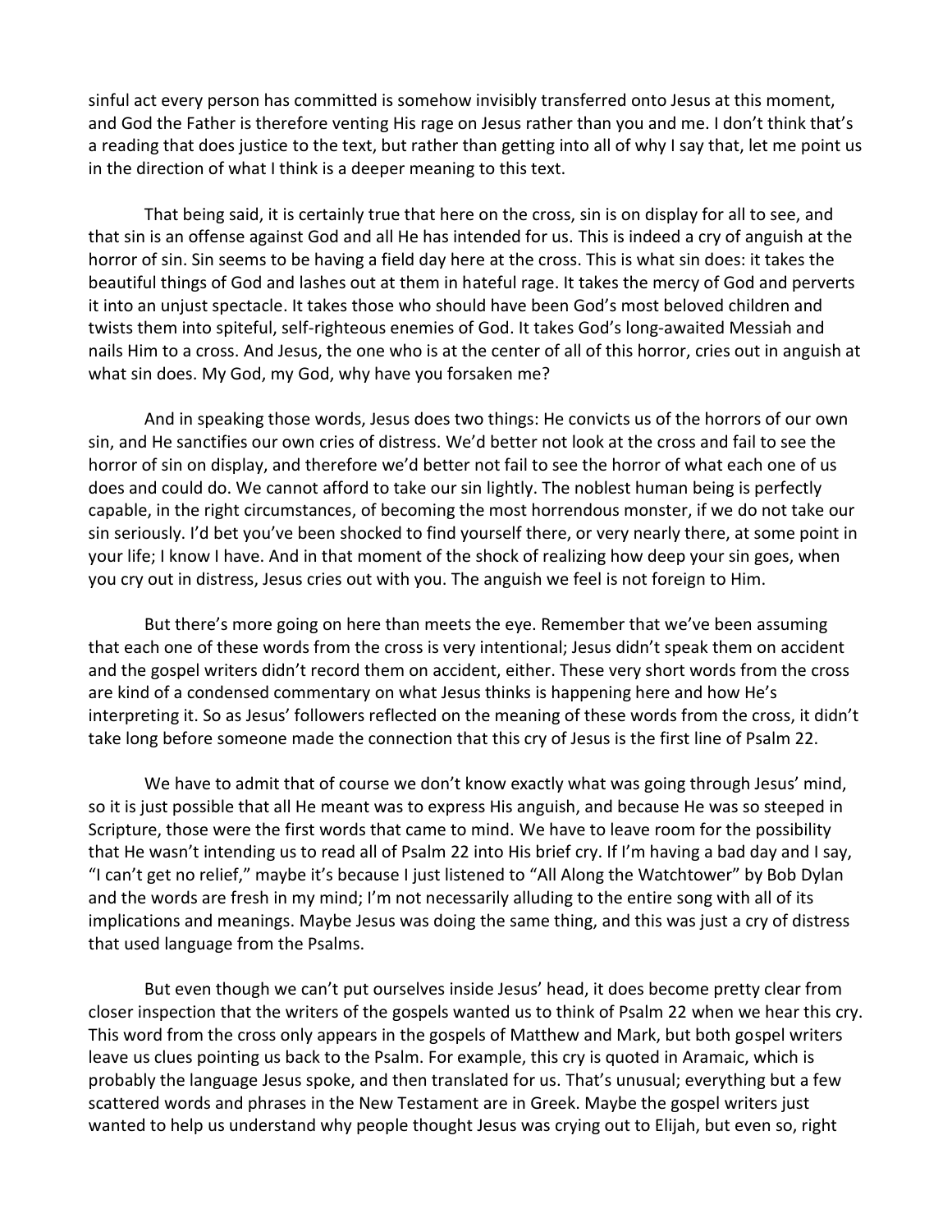sinful act every person has committed is somehow invisibly transferred onto Jesus at this moment, and God the Father is therefore venting His rage on Jesus rather than you and me. I don't think that's a reading that does justice to the text, but rather than getting into all of why I say that, let me point us in the direction of what I think is a deeper meaning to this text.

That being said, it is certainly true that here on the cross, sin is on display for all to see, and that sin is an offense against God and all He has intended for us. This is indeed a cry of anguish at the horror of sin. Sin seems to be having a field day here at the cross. This is what sin does: it takes the beautiful things of God and lashes out at them in hateful rage. It takes the mercy of God and perverts it into an unjust spectacle. It takes those who should have been God's most beloved children and twists them into spiteful, self-righteous enemies of God. It takes God's long-awaited Messiah and nails Him to a cross. And Jesus, the one who is at the center of all of this horror, cries out in anguish at what sin does. My God, my God, why have you forsaken me?

And in speaking those words, Jesus does two things: He convicts us of the horrors of our own sin, and He sanctifies our own cries of distress. We'd better not look at the cross and fail to see the horror of sin on display, and therefore we'd better not fail to see the horror of what each one of us does and could do. We cannot afford to take our sin lightly. The noblest human being is perfectly capable, in the right circumstances, of becoming the most horrendous monster, if we do not take our sin seriously. I'd bet you've been shocked to find yourself there, or very nearly there, at some point in your life; I know I have. And in that moment of the shock of realizing how deep your sin goes, when you cry out in distress, Jesus cries out with you. The anguish we feel is not foreign to Him.

But there's more going on here than meets the eye. Remember that we've been assuming that each one of these words from the cross is very intentional; Jesus didn't speak them on accident and the gospel writers didn't record them on accident, either. These very short words from the cross are kind of a condensed commentary on what Jesus thinks is happening here and how He's interpreting it. So as Jesus' followers reflected on the meaning of these words from the cross, it didn't take long before someone made the connection that this cry of Jesus is the first line of Psalm 22.

We have to admit that of course we don't know exactly what was going through Jesus' mind, so it is just possible that all He meant was to express His anguish, and because He was so steeped in Scripture, those were the first words that came to mind. We have to leave room for the possibility that He wasn't intending us to read all of Psalm 22 into His brief cry. If I'm having a bad day and I say, "I can't get no relief," maybe it's because I just listened to "All Along the Watchtower" by Bob Dylan and the words are fresh in my mind; I'm not necessarily alluding to the entire song with all of its implications and meanings. Maybe Jesus was doing the same thing, and this was just a cry of distress that used language from the Psalms.

But even though we can't put ourselves inside Jesus' head, it does become pretty clear from closer inspection that the writers of the gospels wanted us to think of Psalm 22 when we hear this cry. This word from the cross only appears in the gospels of Matthew and Mark, but both gospel writers leave us clues pointing us back to the Psalm. For example, this cry is quoted in Aramaic, which is probably the language Jesus spoke, and then translated for us. That's unusual; everything but a few scattered words and phrases in the New Testament are in Greek. Maybe the gospel writers just wanted to help us understand why people thought Jesus was crying out to Elijah, but even so, right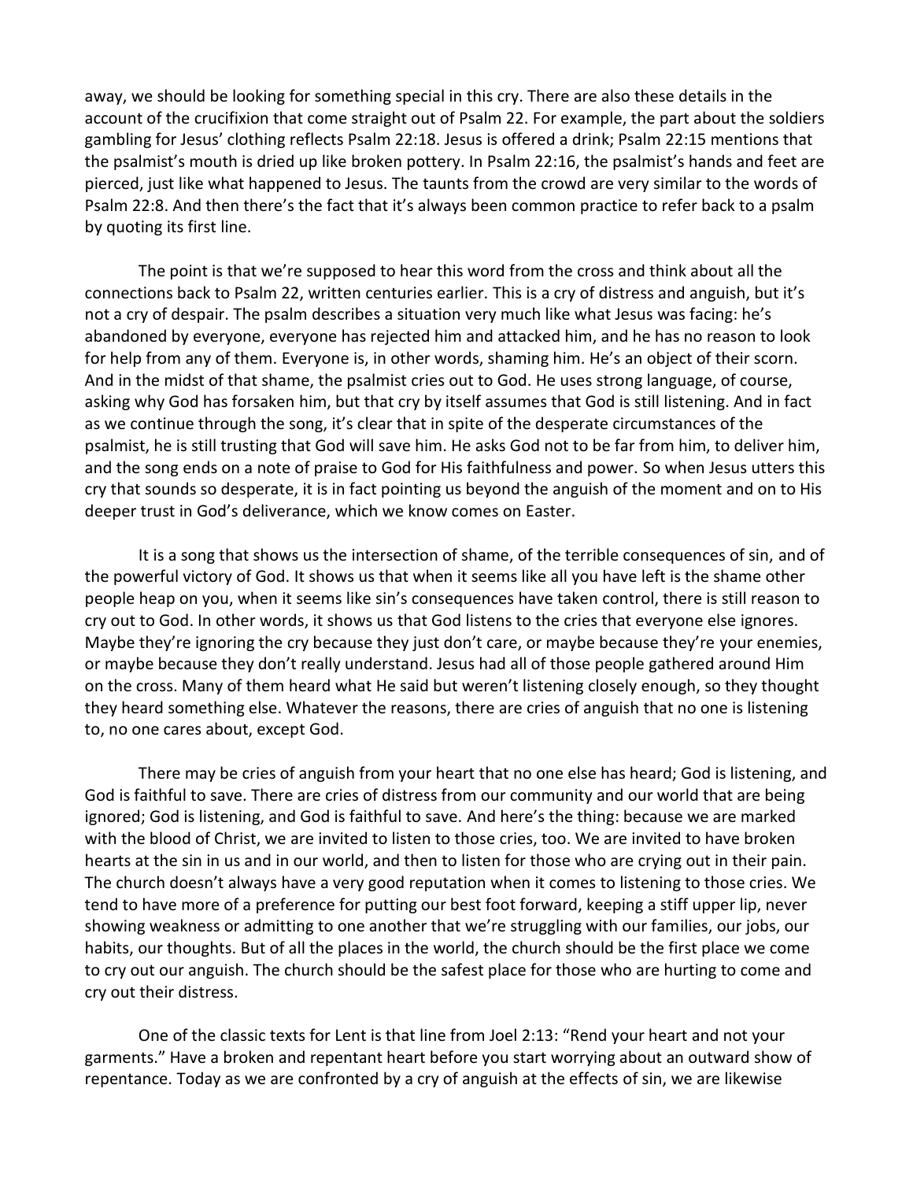away, we should be looking for something special in this cry. There are also these details in the account of the crucifixion that come straight out of Psalm 22. For example, the part about the soldiers gambling for Jesus' clothing reflects Psalm 22:18. Jesus is offered a drink; Psalm 22:15 mentions that the psalmist's mouth is dried up like broken pottery. In Psalm 22:16, the psalmist's hands and feet are pierced, just like what happened to Jesus. The taunts from the crowd are very similar to the words of Psalm 22:8. And then there's the fact that it's always been common practice to refer back to a psalm by quoting its first line.

The point is that we're supposed to hear this word from the cross and think about all the connections back to Psalm 22, written centuries earlier. This is a cry of distress and anguish, but it's not a cry of despair. The psalm describes a situation very much like what Jesus was facing: he's abandoned by everyone, everyone has rejected him and attacked him, and he has no reason to look for help from any of them. Everyone is, in other words, shaming him. He's an object of their scorn. And in the midst of that shame, the psalmist cries out to God. He uses strong language, of course, asking why God has forsaken him, but that cry by itself assumes that God is still listening. And in fact as we continue through the song, it's clear that in spite of the desperate circumstances of the psalmist, he is still trusting that God will save him. He asks God not to be far from him, to deliver him, and the song ends on a note of praise to God for His faithfulness and power. So when Jesus utters this cry that sounds so desperate, it is in fact pointing us beyond the anguish of the moment and on to His deeper trust in God's deliverance, which we know comes on Easter.

It is a song that shows us the intersection of shame, of the terrible consequences of sin, and of the powerful victory of God. It shows us that when it seems like all you have left is the shame other people heap on you, when it seems like sin's consequences have taken control, there is still reason to cry out to God. In other words, it shows us that God listens to the cries that everyone else ignores. Maybe they're ignoring the cry because they just don't care, or maybe because they're your enemies, or maybe because they don't really understand. Jesus had all of those people gathered around Him on the cross. Many of them heard what He said but weren't listening closely enough, so they thought they heard something else. Whatever the reasons, there are cries of anguish that no one is listening to, no one cares about, except God.

There may be cries of anguish from your heart that no one else has heard; God is listening, and God is faithful to save. There are cries of distress from our community and our world that are being ignored; God is listening, and God is faithful to save. And here's the thing: because we are marked with the blood of Christ, we are invited to listen to those cries, too. We are invited to have broken hearts at the sin in us and in our world, and then to listen for those who are crying out in their pain. The church doesn't always have a very good reputation when it comes to listening to those cries. We tend to have more of a preference for putting our best foot forward, keeping a stiff upper lip, never showing weakness or admitting to one another that we're struggling with our families, our jobs, our habits, our thoughts. But of all the places in the world, the church should be the first place we come to cry out our anguish. The church should be the safest place for those who are hurting to come and cry out their distress.

One of the classic texts for Lent is that line from Joel 2:13: "Rend your heart and not your garments." Have a broken and repentant heart before you start worrying about an outward show of repentance. Today as we are confronted by a cry of anguish at the effects of sin, we are likewise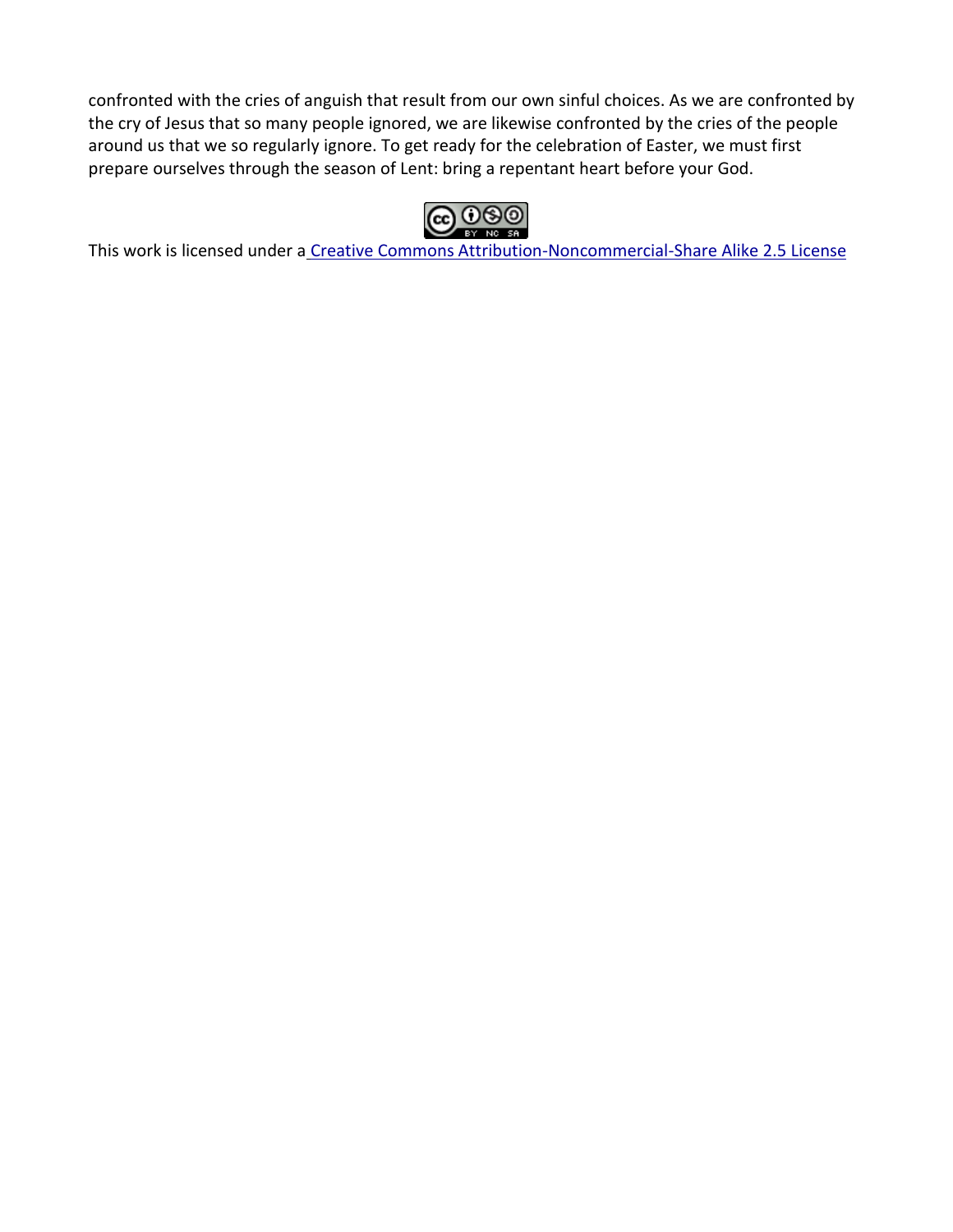confronted with the cries of anguish that result from our own sinful choices. As we are confronted by the cry of Jesus that so many people ignored, we are likewise confronted by the cries of the people around us that we so regularly ignore. To get ready for the celebration of Easter, we must first prepare ourselves through the season of Lent: bring a repentant heart before your God.

This work is licensed under a Creative Commons Attribution-Noncommercial-Share Alike 2.5 License